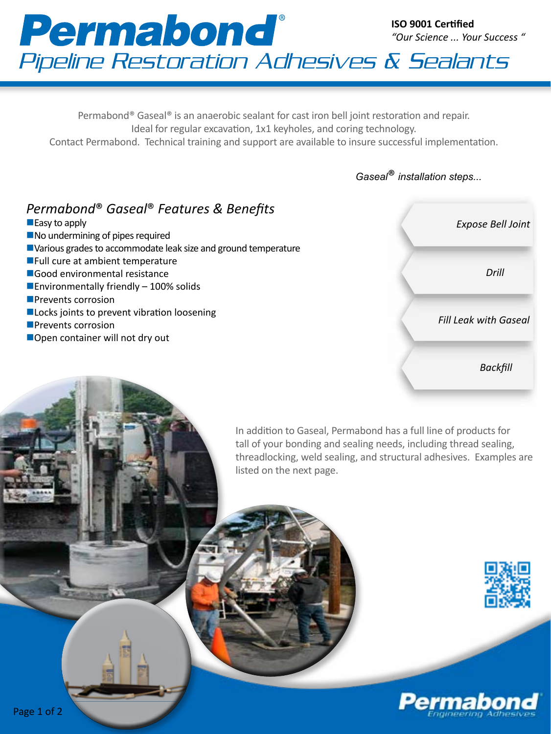# Permabond®

## Pipeline Restoration Adhesives & Sealants

**ISO 9001 Certified**
*"Our Science ... Your Success "*

Permabond® Gaseal® is an anaerobic sealant for cast iron bell joint restoration and repair.
Ideal for regular excavation, 1x1 keyholes, and coring technology.
Contact Permabond. Technical training and support are available to insure successful implementation.

### *Permabond® Gaseal® Features & Benefits*

- Easy to apply
- No undermining of pipes required
- Various grades to accommodate leak size and ground temperature
- Full cure at ambient temperature
- Good environmental resistance
- Environmentally friendly – 100% solids
- Prevents corrosion
- Locks joints to prevent vibration loosening
- Prevents corrosion
- Open container will not dry out

*Gaseal® installation steps...*

1. *Expose Bell Joint*
2. *Drill*
3. *Fill Leak with Gaseal*
4. *Backfill*

In addition to Gaseal, Permabond has a full line of products for tall of your bonding and sealing needs, including thread sealing, threadlocking, weld sealing, and structural adhesives. Examples are listed on the next page.

Permabond
Engineering Adhesives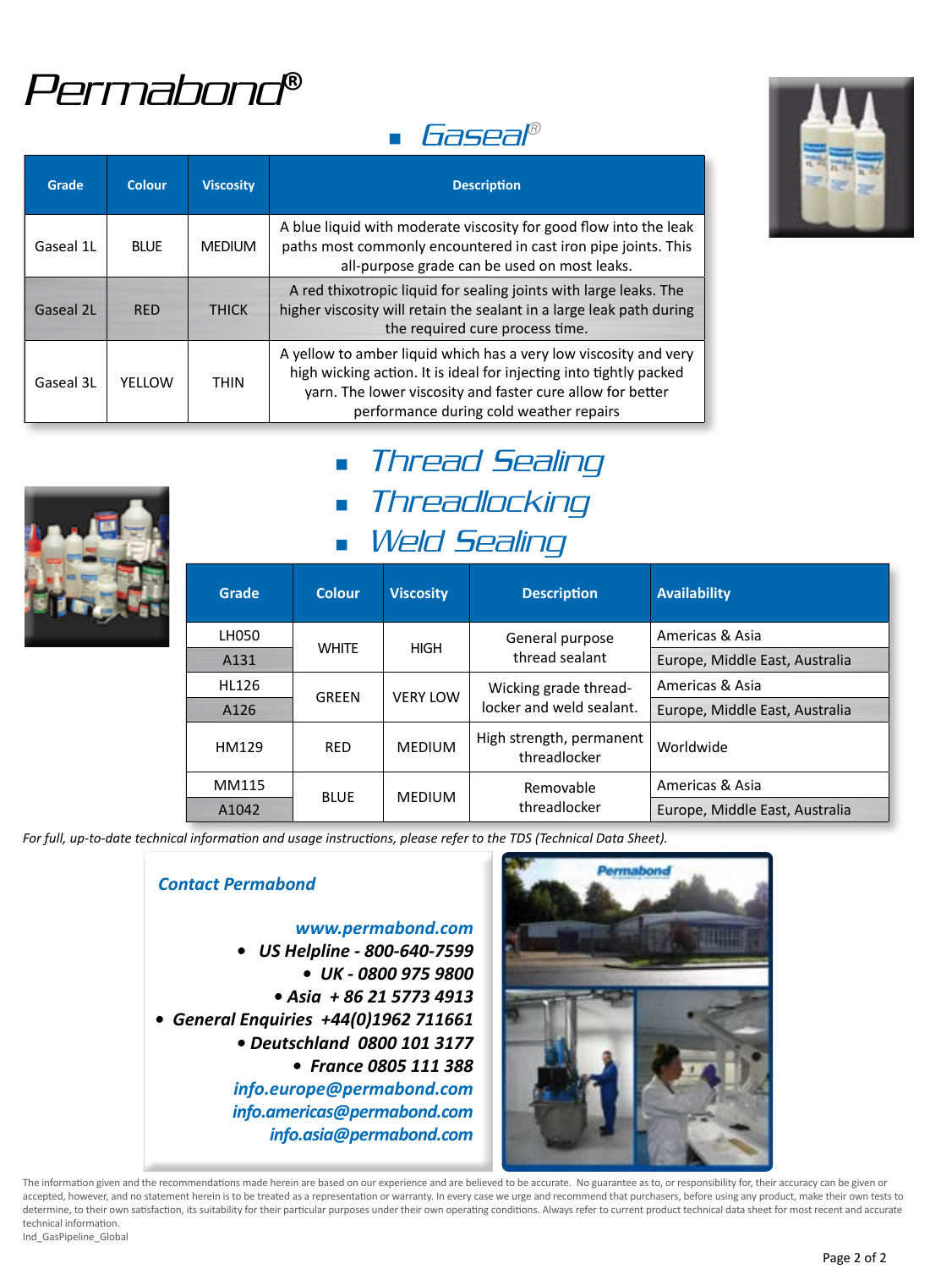# Permabond®

## Gaseal®

| Grade | Colour | Viscosity | Description |
|---|---|---|---|
| Gaseal 1L | BLUE | MEDIUM | A blue liquid with moderate viscosity for good flow into the leak paths most commonly encountered in cast iron pipe joints. This all-purpose grade can be used on most leaks. |
| Gaseal 2L | RED | THICK | A red thixotropic liquid for sealing joints with large leaks. The higher viscosity will retain the sealant in a large leak path during the required cure process time. |
| Gaseal 3L | YELLOW | THIN | A yellow to amber liquid which has a very low viscosity and very high wicking action. It is ideal for injecting into tightly packed yarn. The lower viscosity and faster cure allow for better performance during cold weather repairs |

## Thread Sealing
## Threadlocking
## Weld Sealing

| Grade | Colour | Viscosity | Description | Availability |
|---|---|---|---|---|
| LH050 | WHITE | HIGH | General purpose thread sealant | Americas & Asia |
| A131 | | | | Europe, Middle East, Australia |
| HL126 | GREEN | VERY LOW | Wicking grade thread-locker and weld sealant. | Americas & Asia |
| A126 | | | | Europe, Middle East, Australia |
| HM129 | RED | MEDIUM | High strength, permanent threadlocker | Worldwide |
| MM115 | BLUE | MEDIUM | Removable threadlocker | Americas & Asia |
| A1042 | | | | Europe, Middle East, Australia |

*For full, up-to-date technical information and usage instructions, please refer to the TDS (Technical Data Sheet).*

### Contact Permabond

***www.permabond.com***

- ***US Helpline - 800-640-7599***
- ***UK - 0800 975 9800***
- ***Asia + 86 21 5773 4913***
- ***General Enquiries +44(0)1962 711661***
- ***Deutschland 0800 101 3177***
- ***France 0805 111 388***

***info.europe@permabond.com***
***info.americas@permabond.com***
***info.asia@permabond.com***

The information given and the recommendations made herein are based on our experience and are believed to be accurate. No guarantee as to, or responsibility for, their accuracy can be given or accepted, however, and no statement herein is to be treated as a representation or warranty. In every case we urge and recommend that purchasers, before using any product, make their own tests to determine, to their own satisfaction, its suitability for their particular purposes under their own operating conditions. Always refer to current product technical data sheet for most recent and accurate technical information.

Ind_GasPipeline_Global